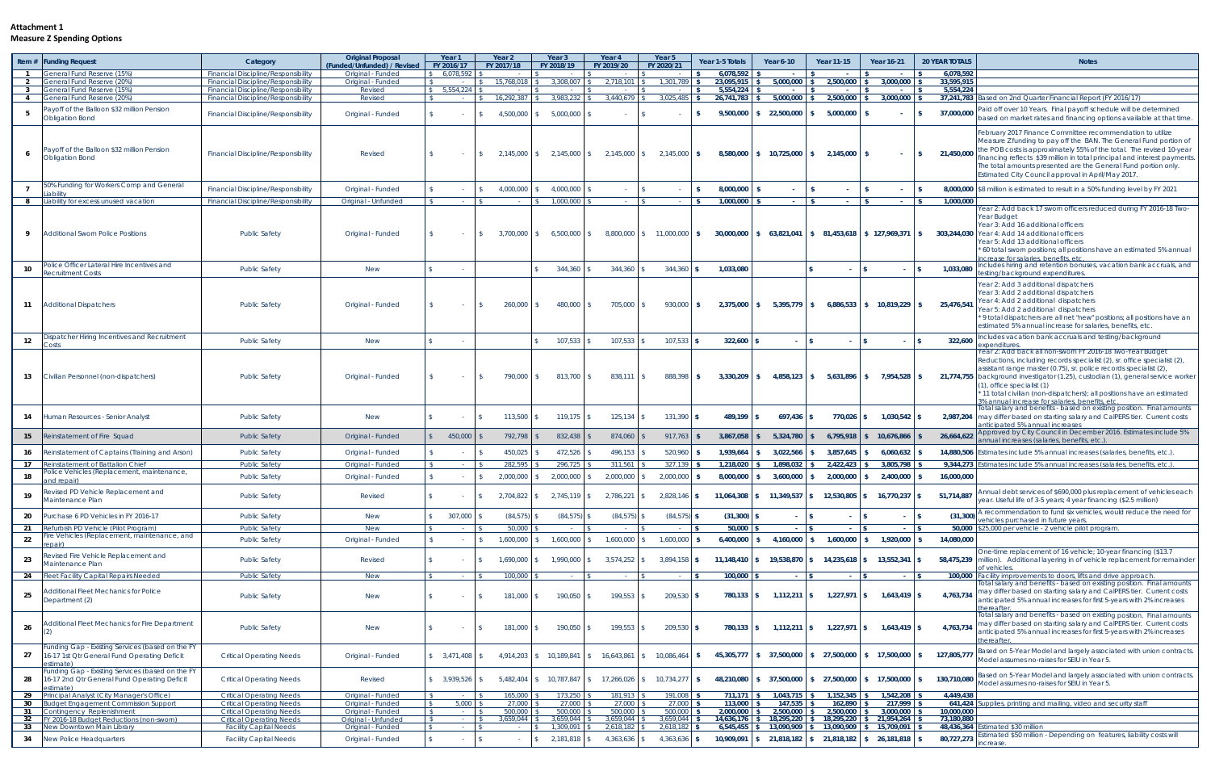**Attachment 1**
**Measure Z Spending Options**

| Item # | Funding Request | Category | Original Proposal (Funded/Unfunded) / Revised | Year 1 FY 2016/17 | Year 2 FY 2017/18 | Year 3 FY 2018/19 | Year 4 FY 2019/20 | Year 5 FY 2020/21 | Year 1-5 Totals | Year 6-10 | Year 11-15 | Year 16-21 | 20 YEAR TOTALS | Notes |
|---|---|---|---|---|---|---|---|---|---|---|---|---|---|---|
| 1 | General Fund Reserve (15%) | Financial Discipline/Responsibility | Original - Funded | $ 6,078,592 | $ - | $ - | $ - | $ - | $ 6,078,592 | $ - | $ - | $ - | $ 6,078,592 | |
| 2 | General Fund Reserve (20%) | Financial Discipline/Responsibility | Original - Funded | $ - | $ 15,768,018 | $ 3,308,007 | $ 2,718,101 | $ 1,301,789 | $ 23,095,915 | $ 5,000,000 | $ 2,500,000 | $ 3,000,000 | $ 33,595,915 | |
| 3 | General Fund Reserve (15%) | Financial Discipline/Responsibility | Revised | $ 5,554,224 | $ - | $ - | $ - | $ - | $ 5,554,224 | $ - | $ - | $ - | $ 5,554,224 | |
| 4 | General Fund Reserve (20%) | Financial Discipline/Responsibility | Revised | $ - | $ 16,292,387 | $ 3,983,232 | $ 3,440,679 | $ 3,025,485 | $ 26,741,783 | $ 5,000,000 | $ 2,500,000 | $ 3,000,000 | $ 37,241,783 | Based on 2nd Quarter Financial Report (FY 2016/17) |
| 5 | Payoff of the Balloon $32 million Pension Obligation Bond | Financial Discipline/Responsibility | Original - Funded | $ - | $ 4,500,000 | $ 5,000,000 | $ - | $ - | $ 9,500,000 | $ 22,500,000 | $ 5,000,000 | $ - | $ 37,000,000 | Paid off over 10 Years. Final payoff schedule will be determined based on market rates and financing options available at that time. |
| 6 | Payoff of the Balloon $32 million Pension Obligation Bond | Financial Discipline/Responsibility | Revised | $ - | $ 2,145,000 | $ 2,145,000 | $ 2,145,000 | $ 2,145,000 | $ 8,580,000 | $ 10,725,000 | $ 2,145,000 | $ - | $ 21,450,000 | February 2017 Finance Committee recommendation to utilize Measure Z funding to pay off the BAN. The General Fund portion of the POB costs is approximately 55% of the total. The revised 10-year financing reflects $39 million in total principal and interest payments. The total amounts presented are the General Fund portion only. Estimated City Council approval in April/May 2017. |
| 7 | 50% Funding for Workers Comp and General Liability | Financial Discipline/Responsibility | Original - Funded | $ - | $ 4,000,000 | $ 4,000,000 | $ - | $ - | $ 8,000,000 | $ - | $ - | $ - | $ 8,000,000 | $8 million is estimated to result in a 50% funding level by FY 2021 |
| 8 | Liability for excess unused vacation | Financial Discipline/Responsibility | Original - Unfunded | $ - | $ - | $ 1,000,000 | $ - | $ - | $ 1,000,000 | $ - | $ - | $ - | $ 1,000,000 | |
| 9 | Additional Sworn Police Positions | Public Safety | Original - Funded | $ - | $ 3,700,000 | $ 6,500,000 | $ 8,800,000 | $ 11,000,000 | $ 30,000,000 | $ 63,821,041 | $ 81,453,618 | $ 127,969,371 | $ 303,244,030 | Year 2: Add back 17 sworn officers reduced during FY 2016-18 Two-Year Budget<br>Year 3: Add 16 additional officers<br>Year 4: Add 14 additional officers<br>Year 5: Add 13 additional officers<br>* 60 total sworn positions; all positions have an estimated 5% annual increase for salaries, benefits, etc. |
| 10 | Police Officer Lateral Hire Incentives and Recruitment Costs | Public Safety | New | $ - | | $ 344,360 | $ 344,360 | $ 344,360 | $ 1,033,080 | | $ - | $ - | $ 1,033,080 | Includes hiring and retention bonuses, vacation bank accruals, and testing/background expenditures. |
| 11 | Additional Dispatchers | Public Safety | Original - Funded | $ - | $ 260,000 | $ 480,000 | $ 705,000 | $ 930,000 | $ 2,375,000 | $ 5,395,779 | $ 6,886,533 | $ 10,819,229 | $ 25,476,541 | Year 2: Add 3 additional dispatchers<br>Year 3: Add 2 additional dispatchers<br>Year 4: Add 2 additional dispatchers<br>Year 5: Add 2 additional dispatchers<br>* 9 total dispatchers are all net "new" positions; all positions have an estimated 5% annual increase for salaries, benefits, etc. |
| 12 | Dispatcher Hiring Incentives and Recruitment Costs | Public Safety | New | $ - | | $ 107,533 | $ 107,533 | $ 107,533 | $ 322,600 | $ - | $ - | $ - | $ 322,600 | Includes vacation bank accruals and testing/background expenditures. |
| 13 | Civilian Personnel (non-dispatchers) | Public Safety | Original - Funded | $ - | $ 790,000 | $ 813,700 | $ 838,111 | $ 888,398 | $ 3,330,209 | $ 4,858,123 | $ 5,631,896 | $ 7,954,528 | $ 21,774,755 | Year 2: Add back all non-sworn FY 2016-18 Two-Year Budget Reductions, including records specialist (2), sr. office specialist (2), assistant range master (0.75), sr. police records specialist (2), background investigator (1.25), custodian (1), general service worker (1), office specialist (1)<br>* 11 total civilian (non-dispatchers); all positions have an estimated 3% annual increase for salaries, benefits, etc. |
| 14 | Human Resources - Senior Analyst | Public Safety | New | $ - | $ 113,500 | $ 119,175 | $ 125,134 | $ 131,390 | $ 489,199 | $ 697,436 | $ 770,026 | $ 1,030,542 | $ 2,987,204 | Total salary and benefits - based on existing position. Final amounts may differ based on starting salary and CalPERS tier. Current costs anticipated 5% annual increases |
| 15 | Reinstatement of Fire Squad | Public Safety | Original - Funded | $ 450,000 | $ 792,798 | $ 832,438 | $ 874,060 | $ 917,763 | $ 3,867,058 | $ 5,324,780 | $ 6,795,918 | $ 10,676,866 | $ 26,664,622 | Approved by City Council in December 2016. Estimates include 5% annual increases (salaries, benefits, etc.). |
| 16 | Reinstatement of Captains (Training and Arson) | Public Safety | Original - Funded | $ - | $ 450,025 | $ 472,526 | $ 496,153 | $ 520,960 | $ 1,939,664 | $ 3,022,566 | $ 3,857,645 | $ 6,060,632 | $ 14,880,506 | Estimates include 5% annual increases (salaries, benefits, etc.). |
| 17 | Reinstatement of Battalion Chief | Public Safety | Original - Funded | $ - | $ 282,595 | $ 296,725 | $ 311,561 | $ 327,139 | $ 1,218,020 | $ 1,898,032 | $ 2,422,423 | $ 3,805,798 | $ 9,344,273 | Estimates include 5% annual increases (salaries, benefits, etc.). |
| 18 | Police Vehicles (Replacement, maintenance, and repair) | Public Safety | Original - Funded | $ - | $ 2,000,000 | $ 2,000,000 | $ 2,000,000 | $ 2,000,000 | $ 8,000,000 | $ 3,600,000 | $ 2,000,000 | $ 2,400,000 | $ 16,000,000 | |
| 19 | Revised PD Vehicle Replacement and Maintenance Plan | Public Safety | Revised | $ - | $ 2,704,822 | $ 2,745,119 | $ 2,786,221 | $ 2,828,146 | $ 11,064,308 | $ 11,349,537 | $ 12,530,805 | $ 16,770,237 | $ 51,714,887 | Annual debt services of $690,000 plus replacement of vehicles each year. Useful life of 3-5 years; 4 year financing ($2.5 million) |
| 20 | Purchase 6 PD Vehicles in FY 2016-17 | Public Safety | New | $ 307,000 | $ (84,575) | $ (84,575) | $ (84,575) | $ (84,575) | $ (31,300) | $ - | $ - | $ - | $ (31,300) | A recommendation to fund six vehicles, would reduce the need for vehicles purchased in future years. |
| 21 | Refurbish PD Vehicle (Pilot Program) | Public Safety | New | $ - | $ 50,000 | $ - | $ - | $ - | $ 50,000 | $ - | $ - | $ - | $ 50,000 | $25,000 per vehicle - 2 vehicle pilot program. |
| 22 | Fire Vehicles (Replacement, maintenance, and repair) | Public Safety | Original - Funded | $ - | $ 1,600,000 | $ 1,600,000 | $ 1,600,000 | $ 1,600,000 | $ 6,400,000 | $ 4,160,000 | $ 1,600,000 | $ 1,920,000 | $ 14,080,000 | |
| 23 | Revised Fire Vehicle Replacement and Maintenance Plan | Public Safety | Revised | $ - | $ 1,690,000 | $ 1,990,000 | $ 3,574,252 | $ 3,894,158 | $ 11,148,410 | $ 19,538,870 | $ 14,235,618 | $ 13,552,341 | $ 58,475,239 | One-time replacement of 16 vehicle; 10-year financing ($13.7 million). Additional layering in of vehicle replacement for remainder of vehicles. |
| 24 | Fleet Facility Capital Repairs Needed | Public Safety | New | $ - | $ 100,000 | $ - | $ - | $ - | $ 100,000 | $ - | $ - | $ - | $ 100,000 | Facility improvements to doors, lifts and drive approach. |
| 25 | Additional Fleet Mechanics for Police Department (2) | Public Safety | New | $ - | $ 181,000 | $ 190,050 | $ 199,553 | $ 209,530 | $ 780,133 | $ 1,112,211 | $ 1,227,971 | $ 1,643,419 | $ 4,763,734 | Total salary and benefits - based on existing position. Final amounts may differ based on starting salary and CalPERS tier. Current costs anticipated 5% annual increases for first 5-years with 2% increases thereafter. |
| 26 | Additional Fleet Mechanics for Fire Department (2) | Public Safety | New | $ - | $ 181,000 | $ 190,050 | $ 199,553 | $ 209,530 | $ 780,133 | $ 1,112,211 | $ 1,227,971 | $ 1,643,419 | $ 4,763,734 | Total salary and benefits - based on existing position. Final amounts may differ based on starting salary and CalPERS tier. Current costs anticipated 5% annual increases for first 5-years with 2% increases thereafter. |
| 27 | Funding Gap - Existing Services (based on the FY 16-17 1st Qtr General Fund Operating Deficit estimate) | Critical Operating Needs | Original - Funded | $ 3,471,408 | $ 4,914,203 | $ 10,189,841 | $ 16,643,861 | $ 10,086,464 | $ 45,305,777 | $ 37,500,000 | $ 27,500,000 | $ 17,500,000 | $ 127,805,777 | Based on 5-Year Model and largely associated with union contracts. Model assumes no-raises for SEIU in Year 5. |
| 28 | Funding Gap - Existing Services (based on the FY 16-17 2nd Qtr General Fund Operating Deficit estimate) | Critical Operating Needs | Revised | $ 3,939,526 | $ 5,482,404 | $ 10,787,847 | $ 17,266,026 | $ 10,734,277 | $ 48,210,080 | $ 37,500,000 | $ 27,500,000 | $ 17,500,000 | $ 130,710,080 | Based on 5-Year Model and largely associated with union contracts. Model assumes no-raises for SEIU in Year 5. |
| 29 | Principal Analyst (City Manager's Office) | Critical Operating Needs | Original - Funded | $ - | $ 165,000 | $ 173,250 | $ 181,913 | $ 191,008 | $ 711,171 | $ 1,043,715 | $ 1,152,345 | $ 1,542,208 | $ 4,449,438 | |
| 30 | Budget Engagement Commission Support | Critical Operating Needs | Original - Funded | $ 5,000 | $ 27,000 | $ 27,000 | $ 27,000 | $ 27,000 | $ 113,000 | $ 147,535 | $ 162,890 | $ 217,999 | $ 641,424 | Supplies, printing and mailing, video and security staff |
| 31 | Contingency Replenishment | Critical Operating Needs | Original - Funded | $ - | $ 500,000 | $ 500,000 | $ 500,000 | $ 500,000 | $ 2,000,000 | $ 2,500,000 | $ 2,500,000 | $ 3,000,000 | $ 10,000,000 | |
| 32 | FY 2016-18 Budget Reductions (non-sworn) | Critical Operating Needs | Original - Unfunded | $ - | $ 3,659,044 | $ 3,659,044 | $ 3,659,044 | $ 3,659,044 | $ 14,636,176 | $ 18,295,220 | $ 18,295,220 | $ 21,954,264 | $ 73,180,880 | |
| 33 | New Downtown Main Library | Facility Capital Needs | Original - Funded | $ - | $ - | $ 1,309,091 | $ 2,618,182 | $ 2,618,182 | $ 6,545,455 | $ 13,090,909 | $ 13,090,909 | $ 15,709,091 | $ 48,436,364 | Estimated $30 million |
| 34 | New Police Headquarters | Facility Capital Needs | Original - Funded | $ - | $ - | $ 2,181,818 | $ 4,363,636 | $ 4,363,636 | $ 10,909,091 | $ 21,818,182 | $ 21,818,182 | $ 26,181,818 | $ 80,727,273 | Estimated $50 million - Depending on features, liability costs will increase. |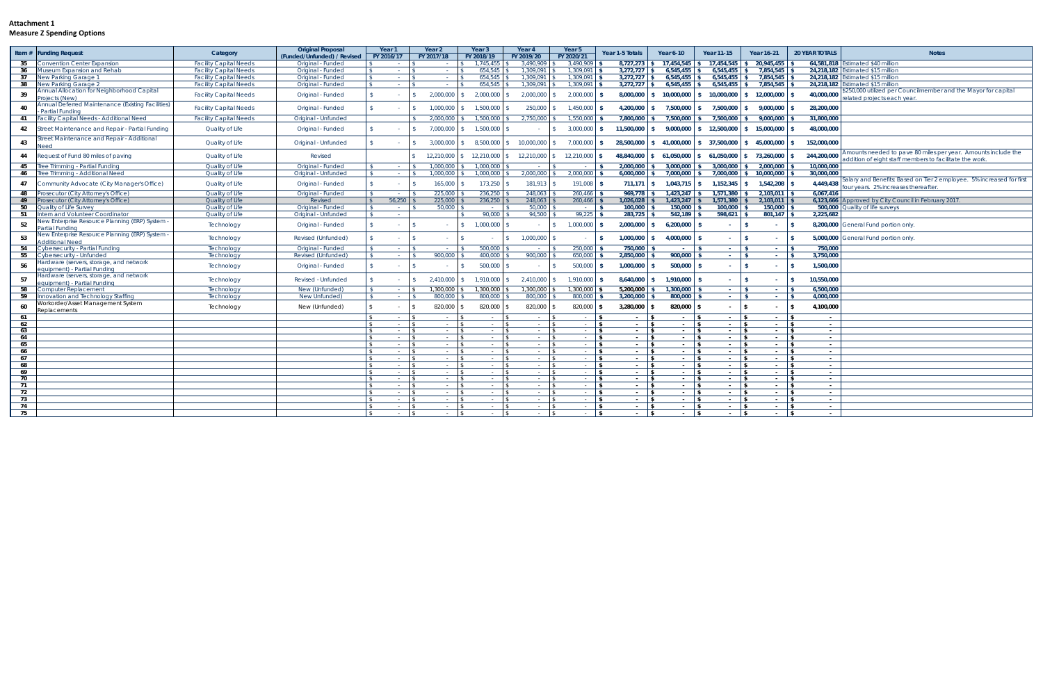**Attachment 1**

**Measure Z Spending Options**

| Item # | Funding Request | Category | Original Proposal (Funded/Unfunded) / Revised | Year 1 FY 2016/17 | Year 2 FY 2017/18 | Year 3 FY 2018/19 | Year 4 FY 2019/20 | Year 5 FY 2020/21 | Year 1-5 Totals | Year 6-10 | Year 11-15 | Year 16-21 | 20 YEAR TOTALS | Notes |
|---|---|---|---|---|---|---|---|---|---|---|---|---|---|---|
| 35 | Convention Center Expansion | Facility Capital Needs | Original - Funded | $ - | $ - | $ 1,745,455 | $ 3,490,909 | $ 3,490,909 | $ 8,727,273 | $ 17,454,545 | $ 17,454,545 | $ 20,945,455 | $ 64,581,818 | Estimated $40 million |
| 36 | Museum Expansion and Rehab | Facility Capital Needs | Original - Funded | $ - | $ - | $ 654,545 | $ 1,309,091 | $ 1,309,091 | $ 3,272,727 | $ 6,545,455 | $ 6,545,455 | $ 7,854,545 | $ 24,218,182 | Estimated $15 million |
| 37 | New Parking Garage 1 | Facility Capital Needs | Original - Funded | $ - | $ - | $ 654,545 | $ 1,309,091 | $ 1,309,091 | $ 3,272,727 | $ 6,545,455 | $ 6,545,455 | $ 7,854,545 | $ 24,218,182 | Estimated $15 million |
| 38 | New Parking Garage 2 | Facility Capital Needs | Original - Funded | $ - | $ - | $ 654,545 | $ 1,309,091 | $ 1,309,091 | $ 3,272,727 | $ 6,545,455 | $ 6,545,455 | $ 7,854,545 | $ 24,218,182 | Estimated $15 million |
| 39 | Annual Allocation for Neighborhood Capital Projects (New) | Facility Capital Needs | Original - Funded | $ - | $ 2,000,000 | $ 2,000,000 | $ 2,000,000 | $ 2,000,000 | $ 8,000,000 | $ 10,000,000 | $ 10,000,000 | $ 12,000,000 | $ 40,000,000 | $250,000 utilized per Councilmember and the Mayor for capital related projects each year. |
| 40 | Annual Deferred Maintenance (Existing Facilities) - Partial Funding | Facility Capital Needs | Original - Funded | $ - | $ 1,000,000 | $ 1,500,000 | $ 250,000 | $ 1,450,000 | $ 4,200,000 | $ 7,500,000 | $ 7,500,000 | $ 9,000,000 | $ 28,200,000 | |
| 41 | Facility Capital Needs - Additional Need | Facility Capital Needs | Original - Unfunded | | $ 2,000,000 | $ 1,500,000 | $ 2,750,000 | $ 1,550,000 | $ 7,800,000 | $ 7,500,000 | $ 7,500,000 | $ 9,000,000 | $ 31,800,000 | |
| 42 | Street Maintenance and Repair - Partial Funding | Quality of Life | Original - Funded | $ - | $ 7,000,000 | $ 1,500,000 | $ - | $ 3,000,000 | $ 11,500,000 | $ 9,000,000 | $ 12,500,000 | $ 15,000,000 | $ 48,000,000 | |
| 43 | Street Maintenance and Repair - Additional Need | Quality of Life | Original - Unfunded | $ - | $ 3,000,000 | $ 8,500,000 | $ 10,000,000 | $ 7,000,000 | $ 28,500,000 | $ 41,000,000 | $ 37,500,000 | $ 45,000,000 | $ 152,000,000 | |
| 44 | Request of Fund 80 miles of paving | Quality of Life | Revised | | $ 12,210,000 | $ 12,210,000 | $ 12,210,000 | $ 12,210,000 | $ 48,840,000 | $ 61,050,000 | $ 61,050,000 | $ 73,260,000 | $ 244,200,000 | Amounts needed to pave 80 miles per year. Amounts include the addition of eight staff members to facilitate the work. |
| 45 | Tree Trimming - Partial Funding | Quality of Life | Original - Funded | $ - | $ 1,000,000 | $ 1,000,000 | $ - | $ - | $ 2,000,000 | $ 3,000,000 | $ 3,000,000 | $ 2,000,000 | $ 10,000,000 | |
| 46 | Tree Trimming - Additional Need | Quality of Life | Original - Unfunded | $ - | $ 1,000,000 | $ 1,000,000 | $ 2,000,000 | $ 2,000,000 | $ 6,000,000 | $ 7,000,000 | $ 7,000,000 | $ 10,000,000 | $ 30,000,000 | |
| 47 | Community Advocate (City Manager's Office) | Quality of Life | Original - Funded | $ - | $ 165,000 | $ 173,250 | $ 181,913 | $ 191,008 | $ 711,171 | $ 1,043,715 | $ 1,152,345 | $ 1,542,208 | $ 4,449,438 | Salary and Benefits: Based on Tier 2 employee. 5% increased for first four years. 2% increases thereafter. |
| 48 | Prosecutor (City Attorney's Office) | Quality of Life | Original - Funded | $ - | $ 225,000 | $ 236,250 | $ 248,063 | $ 260,466 | $ 969,778 | $ 1,423,247 | $ 1,571,380 | $ 2,103,011 | $ 6,067,416 | |
| 49 | Prosecutor (City Attorney's Office) | Quality of Life | Revised | $ 56,250 | $ 225,000 | $ 236,250 | $ 248,063 | $ 260,466 | $ 1,026,028 | $ 1,423,247 | $ 1,571,380 | $ 2,103,011 | $ 6,123,666 | Approved by City Council in February 2017. |
| 50 | Quality of Life Survey | Quality of Life | Original - Funded | $ - | $ 50,000 | $ - | $ 50,000 | $ - | $ 100,000 | $ 150,000 | $ 100,000 | $ 150,000 | $ 500,000 | Quality of life surveys |
| 51 | Intern and Volunteer Coordinator | Quality of Life | Original - Unfunded | $ - | | $ 90,000 | $ 94,500 | $ 99,225 | $ 283,725 | $ 542,189 | $ 598,621 | $ 801,147 | $ 2,225,682 | |
| 52 | New Enterprise Resource Planning (ERP) System - Partial Funding | Technology | Original - Funded | $ - | $ - | $ 1,000,000 | $ - | $ 1,000,000 | $ 2,000,000 | $ 6,200,000 | $ - | $ - | $ 8,200,000 | General Fund portion only. |
| 53 | New Enterprise Resource Planning (ERP) System - Additional Need | Technology | Revised (Unfunded) | $ - | $ - | $ - | $ 1,000,000 | $ - | $ 1,000,000 | $ 4,000,000 | $ - | $ - | $ 5,000,000 | General Fund portion only. |
| 54 | Cybersecurity - Partial Funding | Technology | Original - Funded | $ - | $ - | $ 500,000 | $ - | $ 250,000 | $ 750,000 | $ - | $ - | $ - | $ 750,000 | |
| 55 | Cybersecurity - Unfunded | Technology | Revised (Unfunded) | $ - | $ 900,000 | $ 400,000 | $ 900,000 | $ 650,000 | $ 2,850,000 | $ 900,000 | $ - | $ - | $ 3,750,000 | |
| 56 | Hardware (servers, storage, and network equipment) - Partial Funding | Technology | Original - Funded | $ - | $ - | $ 500,000 | $ - | $ 500,000 | $ 1,000,000 | $ 500,000 | $ - | $ - | $ 1,500,000 | |
| 57 | Hardware (servers, storage, and network equipment) - Partial Funding | Technology | Revised - Unfunded | $ - | $ 2,410,000 | $ 1,910,000 | $ 2,410,000 | $ 1,910,000 | $ 8,640,000 | $ 1,910,000 | $ - | $ - | $ 10,550,000 | |
| 58 | Computer Replacement | Technology | New (Unfunded) | $ - | $ 1,300,000 | $ 1,300,000 | $ 1,300,000 | $ 1,300,000 | $ 5,200,000 | $ 1,300,000 | $ - | $ - | $ 6,500,000 | |
| 59 | Innovation and Technology Staffing | Technology | New Unfunded) | $ - | $ 800,000 | $ 800,000 | $ 800,000 | $ 800,000 | $ 3,200,000 | $ 800,000 | $ - | $ - | $ 4,000,000 | |
| 60 | Workorder/Asset Management System Replacements | Technology | New (Unfunded) | $ - | $ 820,000 | $ 820,000 | $ 820,000 | $ 820,000 | $ 3,280,000 | $ 820,000 | $ - | $ - | $ 4,100,000 | |
| 61 | | | | $ - | $ - | $ - | $ - | $ - | $ - | $ - | $ - | $ - | $ - | |
| 62 | | | | $ - | $ - | $ - | $ - | $ - | $ - | $ - | $ - | $ - | $ - | |
| 63 | | | | $ - | $ - | $ - | $ - | $ - | $ - | $ - | $ - | $ - | $ - | |
| 64 | | | | $ - | $ - | $ - | $ - | $ - | $ - | $ - | $ - | $ - | $ - | |
| 65 | | | | $ - | $ - | $ - | $ - | $ - | $ - | $ - | $ - | $ - | $ - | |
| 66 | | | | $ - | $ - | $ - | $ - | $ - | $ - | $ - | $ - | $ - | $ - | |
| 67 | | | | $ - | $ - | $ - | $ - | $ - | $ - | $ - | $ - | $ - | $ - | |
| 68 | | | | $ - | $ - | $ - | $ - | $ - | $ - | $ - | $ - | $ - | $ - | |
| 69 | | | | $ - | $ - | $ - | $ - | $ - | $ - | $ - | $ - | $ - | $ - | |
| 70 | | | | $ - | $ - | $ - | $ - | $ - | $ - | $ - | $ - | $ - | $ - | |
| 71 | | | | $ - | $ - | $ - | $ - | $ - | $ - | $ - | $ - | $ - | $ - | |
| 72 | | | | $ - | $ - | $ - | $ - | $ - | $ - | $ - | $ - | $ - | $ - | |
| 73 | | | | $ - | $ - | $ - | $ - | $ - | $ - | $ - | $ - | $ - | $ - | |
| 74 | | | | $ - | $ - | $ - | $ - | $ - | $ - | $ - | $ - | $ - | $ - | |
| 75 | | | | $ - | $ - | $ - | $ - | $ - | $ - | $ - | $ - | $ - | $ - | |